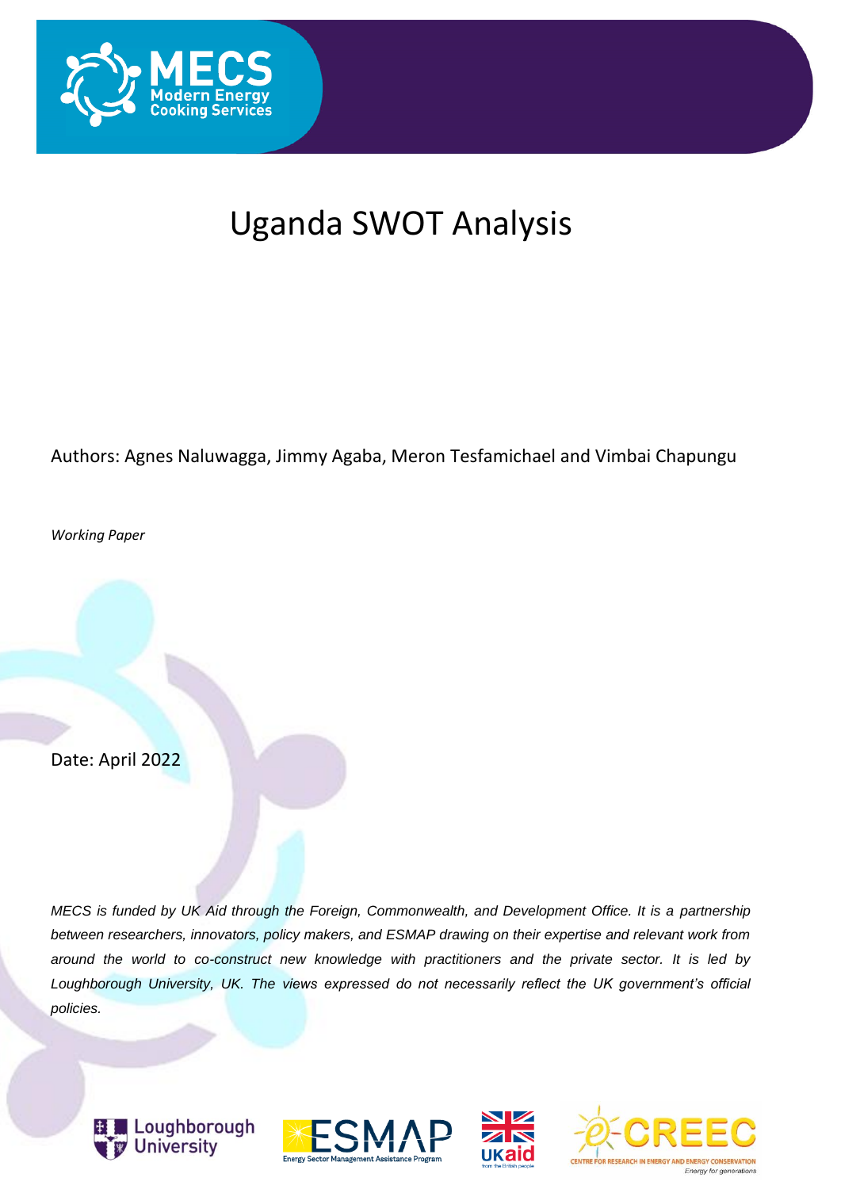# Uganda SWOT Analysis

Authors: Agnes Naluwagga, Jimmy Agaba, Meron Tesfamichael and Vimbai Chapungu

*Working Paper*

Date: April 2022

*MECS is funded by UK Aid through the Foreign, Commonwealth, and Development Office. It is a partnership between researchers, innovators, policy makers, and ESMAP drawing on their expertise and relevant work from around the world to co-construct new knowledge with practitioners and the private sector. It is led by Loughborough University, UK. The views expressed do not necessarily reflect the UK government's official policies.*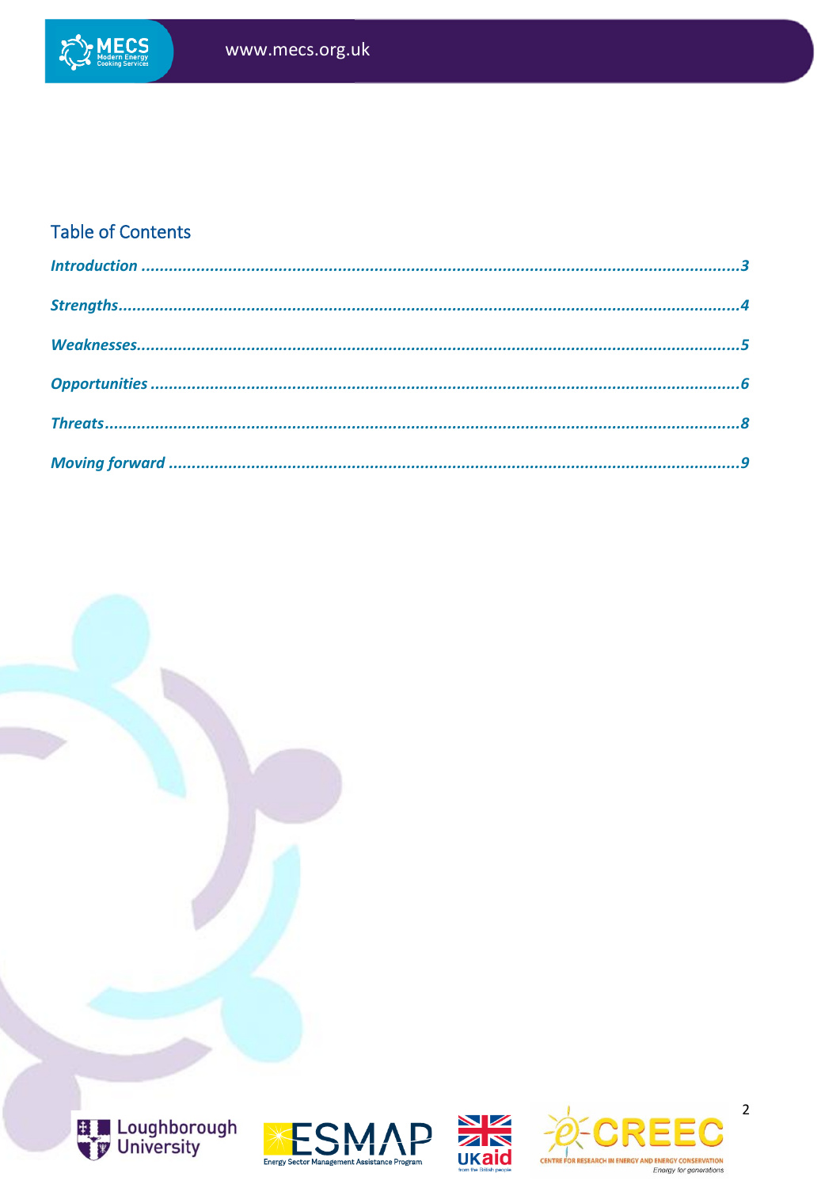## Table of Contents

*Introduction* ........................................................................................................................3

*Strengths*..............................................................................................................................4

*Weaknesses*..........................................................................................................................5

*Opportunities* ........................................................................................................................6

*Threats*..................................................................................................................................8

*Moving forward* ....................................................................................................................9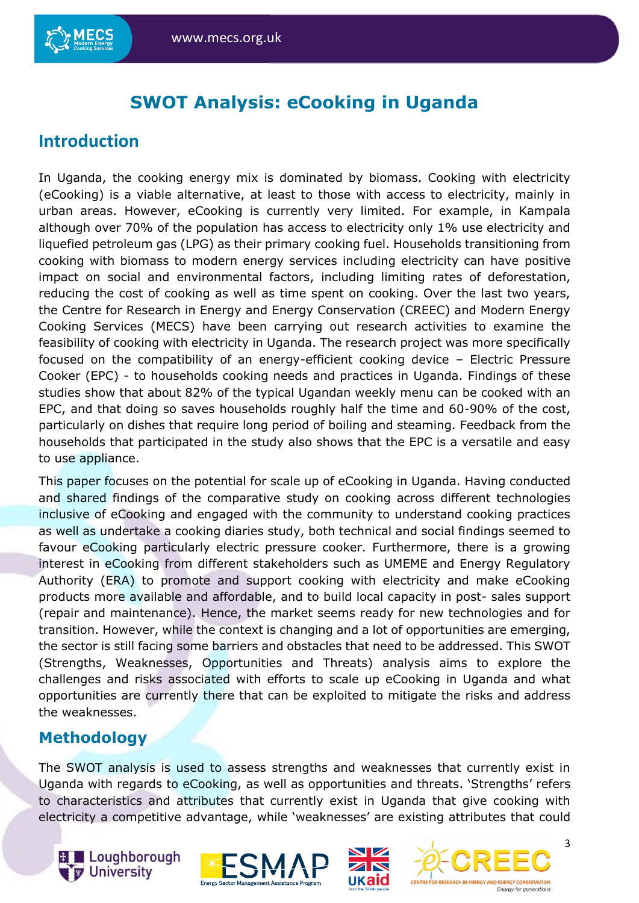# SWOT Analysis: eCooking in Uganda

## Introduction

In Uganda, the cooking energy mix is dominated by biomass. Cooking with electricity (eCooking) is a viable alternative, at least to those with access to electricity, mainly in urban areas. However, eCooking is currently very limited. For example, in Kampala although over 70% of the population has access to electricity only 1% use electricity and liquefied petroleum gas (LPG) as their primary cooking fuel. Households transitioning from cooking with biomass to modern energy services including electricity can have positive impact on social and environmental factors, including limiting rates of deforestation, reducing the cost of cooking as well as time spent on cooking. Over the last two years, the Centre for Research in Energy and Energy Conservation (CREEC) and Modern Energy Cooking Services (MECS) have been carrying out research activities to examine the feasibility of cooking with electricity in Uganda. The research project was more specifically focused on the compatibility of an energy-efficient cooking device – Electric Pressure Cooker (EPC) - to households cooking needs and practices in Uganda. Findings of these studies show that about 82% of the typical Ugandan weekly menu can be cooked with an EPC, and that doing so saves households roughly half the time and 60-90% of the cost, particularly on dishes that require long period of boiling and steaming. Feedback from the households that participated in the study also shows that the EPC is a versatile and easy to use appliance.

This paper focuses on the potential for scale up of eCooking in Uganda. Having conducted and shared findings of the comparative study on cooking across different technologies inclusive of eCooking and engaged with the community to understand cooking practices as well as undertake a cooking diaries study, both technical and social findings seemed to favour eCooking particularly electric pressure cooker. Furthermore, there is a growing interest in eCooking from different stakeholders such as UMEME and Energy Regulatory Authority (ERA) to promote and support cooking with electricity and make eCooking products more available and affordable, and to build local capacity in post- sales support (repair and maintenance). Hence, the market seems ready for new technologies and for transition. However, while the context is changing and a lot of opportunities are emerging, the sector is still facing some barriers and obstacles that need to be addressed. This SWOT (Strengths, Weaknesses, Opportunities and Threats) analysis aims to explore the challenges and risks associated with efforts to scale up eCooking in Uganda and what opportunities are currently there that can be exploited to mitigate the risks and address the weaknesses.

## Methodology

The SWOT analysis is used to assess strengths and weaknesses that currently exist in Uganda with regards to eCooking, as well as opportunities and threats. 'Strengths' refers to characteristics and attributes that currently exist in Uganda that give cooking with electricity a competitive advantage, while 'weaknesses' are existing attributes that could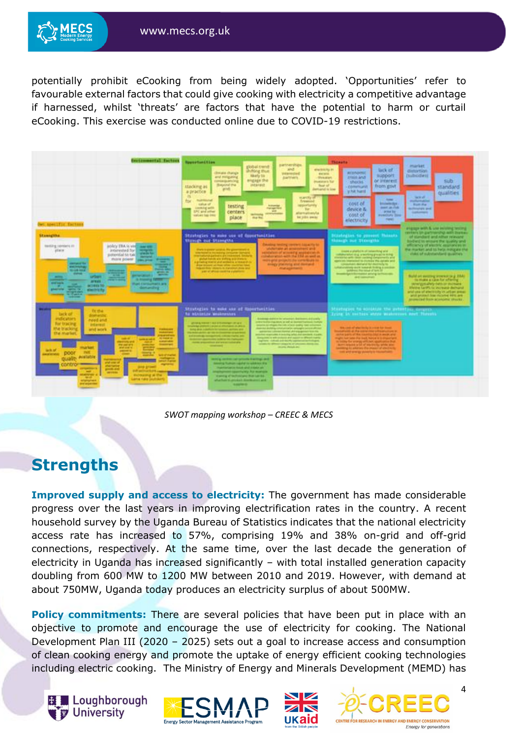potentially prohibit eCooking from being widely adopted. 'Opportunities' refer to favourable external factors that could give cooking with electricity a competitive advantage if harnessed, whilst 'threats' are factors that have the potential to harm or curtail eCooking. This exercise was conducted online due to COVID-19 restrictions.

*SWOT mapping workshop – CREEC & MECS*

## Strengths

**Improved supply and access to electricity:** The government has made considerable progress over the last years in improving electrification rates in the country. A recent household survey by the Uganda Bureau of Statistics indicates that the national electricity access rate has increased to 57%, comprising 19% and 38% on-grid and off-grid connections, respectively. At the same time, over the last decade the generation of electricity in Uganda has increased significantly – with total installed generation capacity doubling from 600 MW to 1200 MW between 2010 and 2019. However, with demand at about 750MW, Uganda today produces an electricity surplus of about 500MW.

**Policy commitments:** There are several policies that have been put in place with an objective to promote and encourage the use of electricity for cooking. The National Development Plan III (2020 – 2025) sets out a goal to increase access and consumption of clean cooking energy and promote the uptake of energy efficient cooking technologies including electric cooking. The Ministry of Energy and Minerals Development (MEMD) has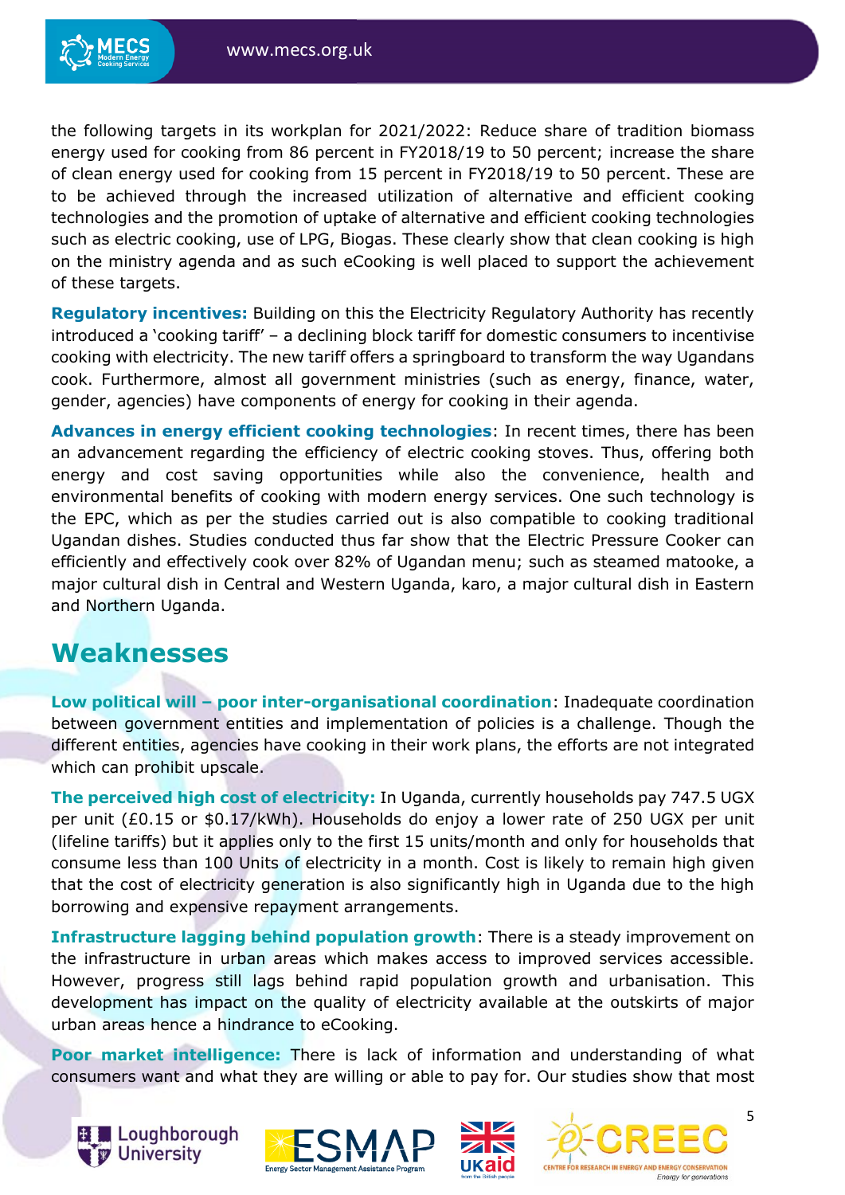the following targets in its workplan for 2021/2022: Reduce share of tradition biomass energy used for cooking from 86 percent in FY2018/19 to 50 percent; increase the share of clean energy used for cooking from 15 percent in FY2018/19 to 50 percent. These are to be achieved through the increased utilization of alternative and efficient cooking technologies and the promotion of uptake of alternative and efficient cooking technologies such as electric cooking, use of LPG, Biogas. These clearly show that clean cooking is high on the ministry agenda and as such eCooking is well placed to support the achievement of these targets.

**Regulatory incentives:** Building on this the Electricity Regulatory Authority has recently introduced a 'cooking tariff' – a declining block tariff for domestic consumers to incentivise cooking with electricity. The new tariff offers a springboard to transform the way Ugandans cook. Furthermore, almost all government ministries (such as energy, finance, water, gender, agencies) have components of energy for cooking in their agenda.

**Advances in energy efficient cooking technologies**: In recent times, there has been an advancement regarding the efficiency of electric cooking stoves. Thus, offering both energy and cost saving opportunities while also the convenience, health and environmental benefits of cooking with modern energy services. One such technology is the EPC, which as per the studies carried out is also compatible to cooking traditional Ugandan dishes. Studies conducted thus far show that the Electric Pressure Cooker can efficiently and effectively cook over 82% of Ugandan menu; such as steamed matooke, a major cultural dish in Central and Western Uganda, karo, a major cultural dish in Eastern and Northern Uganda.

## Weaknesses

**Low political will – poor inter-organisational coordination**: Inadequate coordination between government entities and implementation of policies is a challenge. Though the different entities, agencies have cooking in their work plans, the efforts are not integrated which can prohibit upscale.

**The perceived high cost of electricity:** In Uganda, currently households pay 747.5 UGX per unit (£0.15 or $0.17/kWh). Households do enjoy a lower rate of 250 UGX per unit (lifeline tariffs) but it applies only to the first 15 units/month and only for households that consume less than 100 Units of electricity in a month. Cost is likely to remain high given that the cost of electricity generation is also significantly high in Uganda due to the high borrowing and expensive repayment arrangements.

**Infrastructure lagging behind population growth**: There is a steady improvement on the infrastructure in urban areas which makes access to improved services accessible. However, progress still lags behind rapid population growth and urbanisation. This development has impact on the quality of electricity available at the outskirts of major urban areas hence a hindrance to eCooking.

**Poor market intelligence:** There is lack of information and understanding of what consumers want and what they are willing or able to pay for. Our studies show that most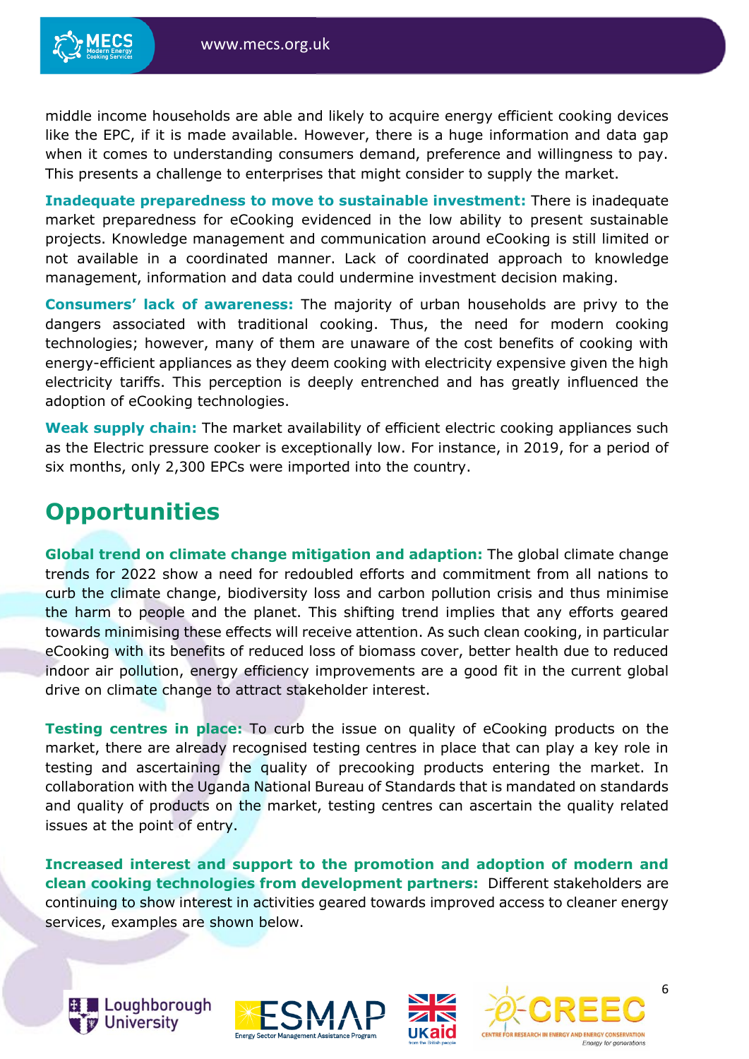middle income households are able and likely to acquire energy efficient cooking devices like the EPC, if it is made available. However, there is a huge information and data gap when it comes to understanding consumers demand, preference and willingness to pay. This presents a challenge to enterprises that might consider to supply the market.

**Inadequate preparedness to move to sustainable investment:** There is inadequate market preparedness for eCooking evidenced in the low ability to present sustainable projects. Knowledge management and communication around eCooking is still limited or not available in a coordinated manner. Lack of coordinated approach to knowledge management, information and data could undermine investment decision making.

**Consumers' lack of awareness:** The majority of urban households are privy to the dangers associated with traditional cooking. Thus, the need for modern cooking technologies; however, many of them are unaware of the cost benefits of cooking with energy-efficient appliances as they deem cooking with electricity expensive given the high electricity tariffs. This perception is deeply entrenched and has greatly influenced the adoption of eCooking technologies.

**Weak supply chain:** The market availability of efficient electric cooking appliances such as the Electric pressure cooker is exceptionally low. For instance, in 2019, for a period of six months, only 2,300 EPCs were imported into the country.

# Opportunities

**Global trend on climate change mitigation and adaption:** The global climate change trends for 2022 show a need for redoubled efforts and commitment from all nations to curb the climate change, biodiversity loss and carbon pollution crisis and thus minimise the harm to people and the planet. This shifting trend implies that any efforts geared towards minimising these effects will receive attention. As such clean cooking, in particular eCooking with its benefits of reduced loss of biomass cover, better health due to reduced indoor air pollution, energy efficiency improvements are a good fit in the current global drive on climate change to attract stakeholder interest.

**Testing centres in place:** To curb the issue on quality of eCooking products on the market, there are already recognised testing centres in place that can play a key role in testing and ascertaining the quality of precooking products entering the market. In collaboration with the Uganda National Bureau of Standards that is mandated on standards and quality of products on the market, testing centres can ascertain the quality related issues at the point of entry.

**Increased interest and support to the promotion and adoption of modern and clean cooking technologies from development partners:** Different stakeholders are continuing to show interest in activities geared towards improved access to cleaner energy services, examples are shown below.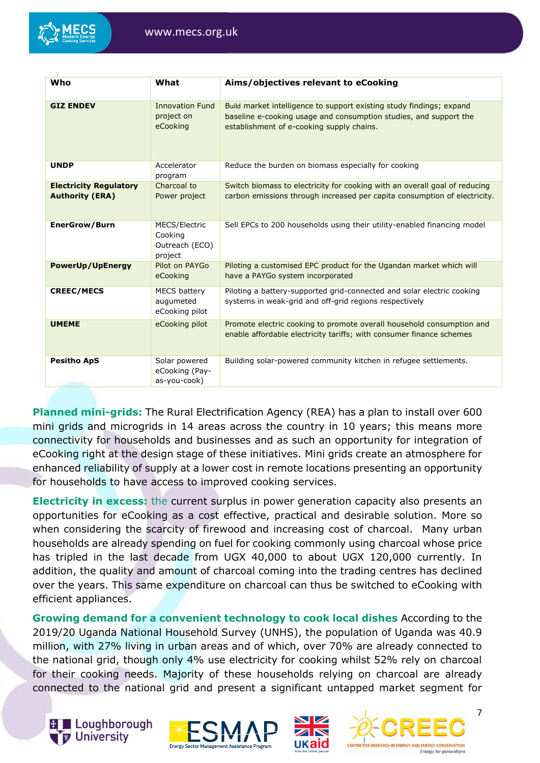| Who | What | Aims/objectives relevant to eCooking |
|---|---|---|
| **GIZ ENDEV** | Innovation Fund project on eCooking | Build market intelligence to support existing study findings; expand baseline e-cooking usage and consumption studies, and support the establishment of e-cooking supply chains. |
| **UNDP** | Accelerator program | Reduce the burden on biomass especially for cooking |
| **Electricity Regulatory Authority (ERA)** | Charcoal to Power project | Switch biomass to electricity for cooking with an overall goal of reducing carbon emissions through increased per capita consumption of electricity. |
| **EnerGrow/Burn** | MECS/Electric Cooking Outreach (ECO) project | Sell EPCs to 200 households using their utility-enabled financing model |
| **PowerUp/UpEnergy** | Pilot on PAYGo eCooking | Piloting a customised EPC product for the Ugandan market which will have a PAYGo system incorporated |
| **CREEC/MECS** | MECS battery augumeted eCooking pilot | Piloting a battery-supported grid-connected and solar electric cooking systems in weak-grid and off-grid regions respectively |
| **UMEME** | eCooking pilot | Promote electric cooking to promote overall household consumption and enable affordable electricity tariffs; with consumer finance schemes |
| **Pesitho ApS** | Solar powered eCooking (Pay-as-you-cook) | Building solar-powered community kitchen in refugee settlements. |

**Planned mini-grids:** The Rural Electrification Agency (REA) has a plan to install over 600 mini grids and microgrids in 14 areas across the country in 10 years; this means more connectivity for households and businesses and as such an opportunity for integration of eCooking right at the design stage of these initiatives. Mini grids create an atmosphere for enhanced reliability of supply at a lower cost in remote locations presenting an opportunity for households to have access to improved cooking services.

**Electricity in excess:** the current surplus in power generation capacity also presents an opportunities for eCooking as a cost effective, practical and desirable solution. More so when considering the scarcity of firewood and increasing cost of charcoal. Many urban households are already spending on fuel for cooking commonly using charcoal whose price has tripled in the last decade from UGX 40,000 to about UGX 120,000 currently. In addition, the quality and amount of charcoal coming into the trading centres has declined over the years. This same expenditure on charcoal can thus be switched to eCooking with efficient appliances.

**Growing demand for a convenient technology to cook local dishes** According to the 2019/20 Uganda National Household Survey (UNHS), the population of Uganda was 40.9 million, with 27% living in urban areas and of which, over 70% are already connected to the national grid, though only 4% use electricity for cooking whilst 52% rely on charcoal for their cooking needs. Majority of these households relying on charcoal are already connected to the national grid and present a significant untapped market segment for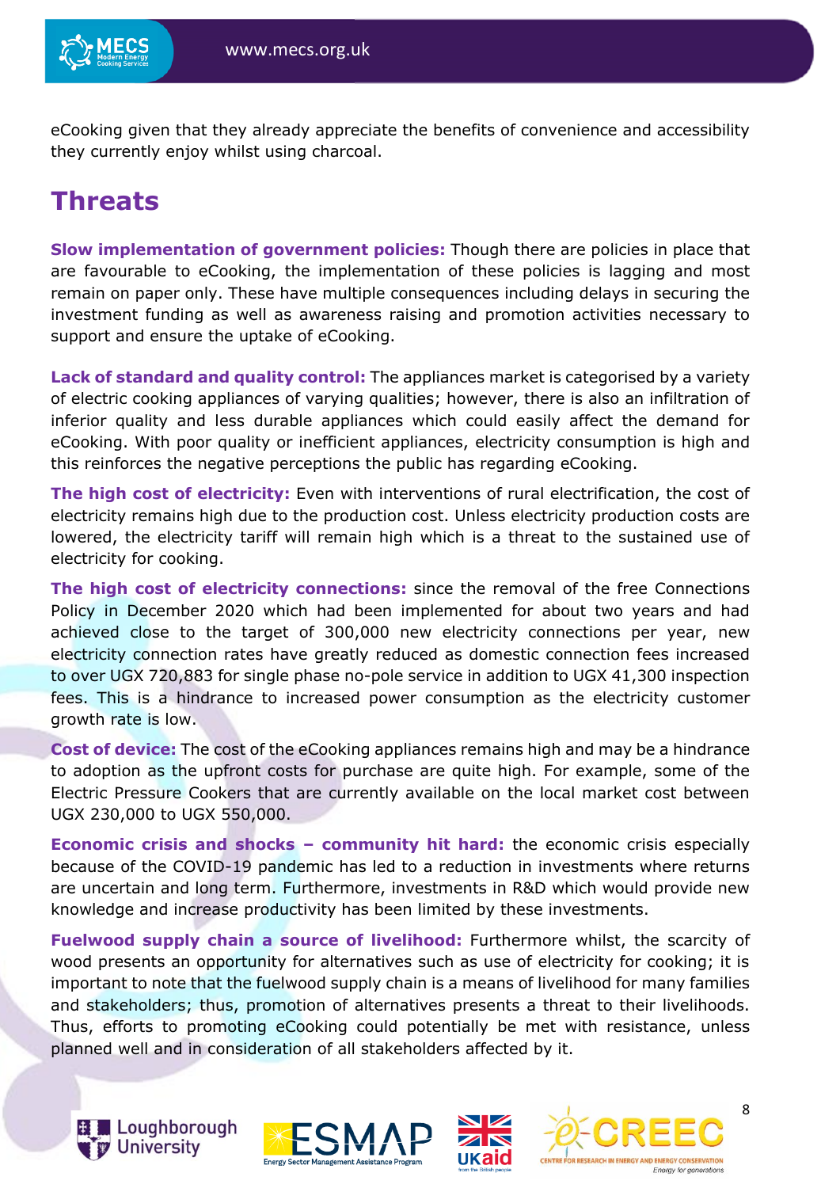eCooking given that they already appreciate the benefits of convenience and accessibility they currently enjoy whilst using charcoal.

## Threats

**Slow implementation of government policies:** Though there are policies in place that are favourable to eCooking, the implementation of these policies is lagging and most remain on paper only. These have multiple consequences including delays in securing the investment funding as well as awareness raising and promotion activities necessary to support and ensure the uptake of eCooking.

**Lack of standard and quality control:** The appliances market is categorised by a variety of electric cooking appliances of varying qualities; however, there is also an infiltration of inferior quality and less durable appliances which could easily affect the demand for eCooking. With poor quality or inefficient appliances, electricity consumption is high and this reinforces the negative perceptions the public has regarding eCooking.

**The high cost of electricity:** Even with interventions of rural electrification, the cost of electricity remains high due to the production cost. Unless electricity production costs are lowered, the electricity tariff will remain high which is a threat to the sustained use of electricity for cooking.

**The high cost of electricity connections:** since the removal of the free Connections Policy in December 2020 which had been implemented for about two years and had achieved close to the target of 300,000 new electricity connections per year, new electricity connection rates have greatly reduced as domestic connection fees increased to over UGX 720,883 for single phase no-pole service in addition to UGX 41,300 inspection fees. This is a hindrance to increased power consumption as the electricity customer growth rate is low.

**Cost of device:** The cost of the eCooking appliances remains high and may be a hindrance to adoption as the upfront costs for purchase are quite high. For example, some of the Electric Pressure Cookers that are currently available on the local market cost between UGX 230,000 to UGX 550,000.

**Economic crisis and shocks – community hit hard:** the economic crisis especially because of the COVID-19 pandemic has led to a reduction in investments where returns are uncertain and long term. Furthermore, investments in R&D which would provide new knowledge and increase productivity has been limited by these investments.

**Fuelwood supply chain a source of livelihood:** Furthermore whilst, the scarcity of wood presents an opportunity for alternatives such as use of electricity for cooking; it is important to note that the fuelwood supply chain is a means of livelihood for many families and stakeholders; thus, promotion of alternatives presents a threat to their livelihoods. Thus, efforts to promoting eCooking could potentially be met with resistance, unless planned well and in consideration of all stakeholders affected by it.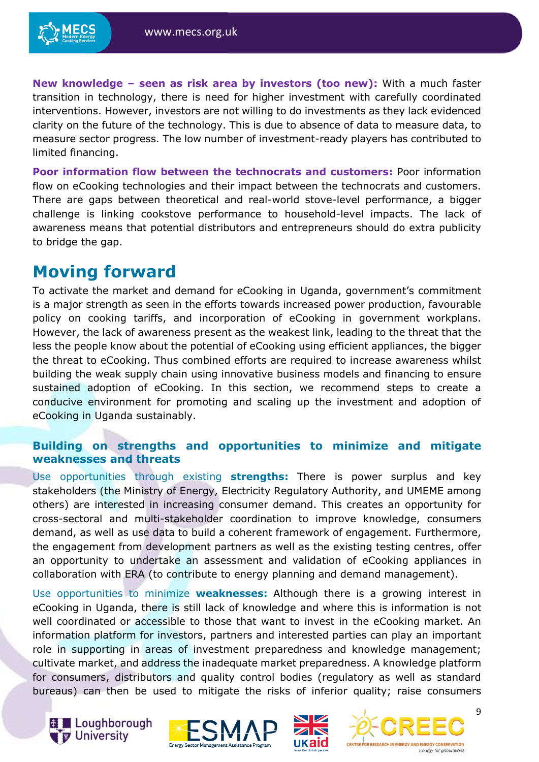**New knowledge – seen as risk area by investors (too new):** With a much faster transition in technology, there is need for higher investment with carefully coordinated interventions. However, investors are not willing to do investments as they lack evidenced clarity on the future of the technology. This is due to absence of data to measure data, to measure sector progress. The low number of investment-ready players has contributed to limited financing.

**Poor information flow between the technocrats and customers:** Poor information flow on eCooking technologies and their impact between the technocrats and customers. There are gaps between theoretical and real-world stove-level performance, a bigger challenge is linking cookstove performance to household-level impacts. The lack of awareness means that potential distributors and entrepreneurs should do extra publicity to bridge the gap.

# Moving forward

To activate the market and demand for eCooking in Uganda, government's commitment is a major strength as seen in the efforts towards increased power production, favourable policy on cooking tariffs, and incorporation of eCooking in government workplans. However, the lack of awareness present as the weakest link, leading to the threat that the less the people know about the potential of eCooking using efficient appliances, the bigger the threat to eCooking. Thus combined efforts are required to increase awareness whilst building the weak supply chain using innovative business models and financing to ensure sustained adoption of eCooking. In this section, we recommend steps to create a conducive environment for promoting and scaling up the investment and adoption of eCooking in Uganda sustainably.

### Building on strengths and opportunities to minimize and mitigate weaknesses and threats

Use opportunities through existing **strengths:** There is power surplus and key stakeholders (the Ministry of Energy, Electricity Regulatory Authority, and UMEME among others) are interested in increasing consumer demand. This creates an opportunity for cross-sectoral and multi-stakeholder coordination to improve knowledge, consumers demand, as well as use data to build a coherent framework of engagement. Furthermore, the engagement from development partners as well as the existing testing centres, offer an opportunity to undertake an assessment and validation of eCooking appliances in collaboration with ERA (to contribute to energy planning and demand management).

Use opportunities to minimize **weaknesses:** Although there is a growing interest in eCooking in Uganda, there is still lack of knowledge and where this is information is not well coordinated or accessible to those that want to invest in the eCooking market. An information platform for investors, partners and interested parties can play an important role in supporting in areas of investment preparedness and knowledge management; cultivate market, and address the inadequate market preparedness. A knowledge platform for consumers, distributors and quality control bodies (regulatory as well as standard bureaus) can then be used to mitigate the risks of inferior quality; raise consumers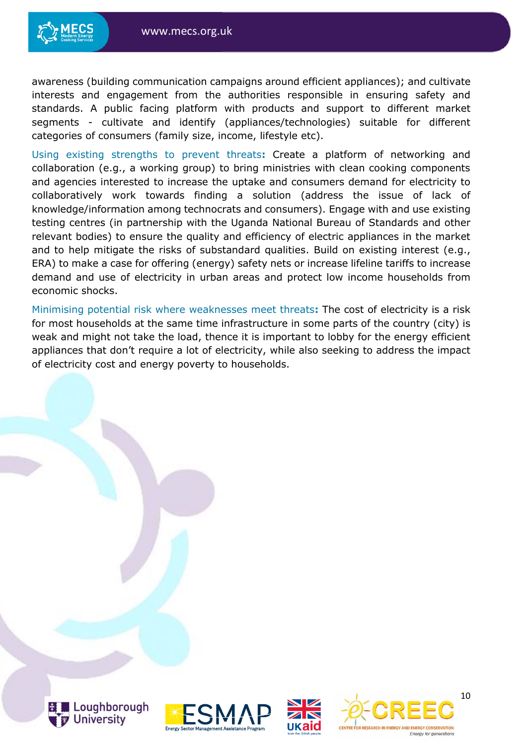awareness (building communication campaigns around efficient appliances); and cultivate interests and engagement from the authorities responsible in ensuring safety and standards. A public facing platform with products and support to different market segments - cultivate and identify (appliances/technologies) suitable for different categories of consumers (family size, income, lifestyle etc).

Using existing strengths to prevent threats**:** Create a platform of networking and collaboration (e.g., a working group) to bring ministries with clean cooking components and agencies interested to increase the uptake and consumers demand for electricity to collaboratively work towards finding a solution (address the issue of lack of knowledge/information among technocrats and consumers). Engage with and use existing testing centres (in partnership with the Uganda National Bureau of Standards and other relevant bodies) to ensure the quality and efficiency of electric appliances in the market and to help mitigate the risks of substandard qualities. Build on existing interest (e.g., ERA) to make a case for offering (energy) safety nets or increase lifeline tariffs to increase demand and use of electricity in urban areas and protect low income households from economic shocks.

Minimising potential risk where weaknesses meet threats**:** The cost of electricity is a risk for most households at the same time infrastructure in some parts of the country (city) is weak and might not take the load, thence it is important to lobby for the energy efficient appliances that don't require a lot of electricity, while also seeking to address the impact of electricity cost and energy poverty to households.